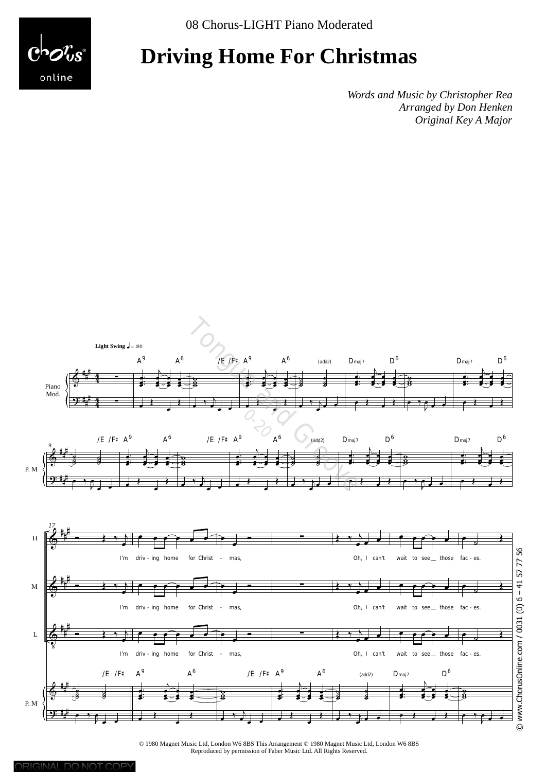08 Chorus-LIGHT Piano Moderated

# Driving Home For Christmas

*Words and Music by Christopher Rea*
*Arranged by Don Henken*
*Original Key A Major*

© 1980 Magnet Music Ltd, London W6 8BS This Arrangement © 1980 Magnet Music Ltd, London W6 8BS
Reproduced by permission of Faber Music Ltd. All Rights Reserved.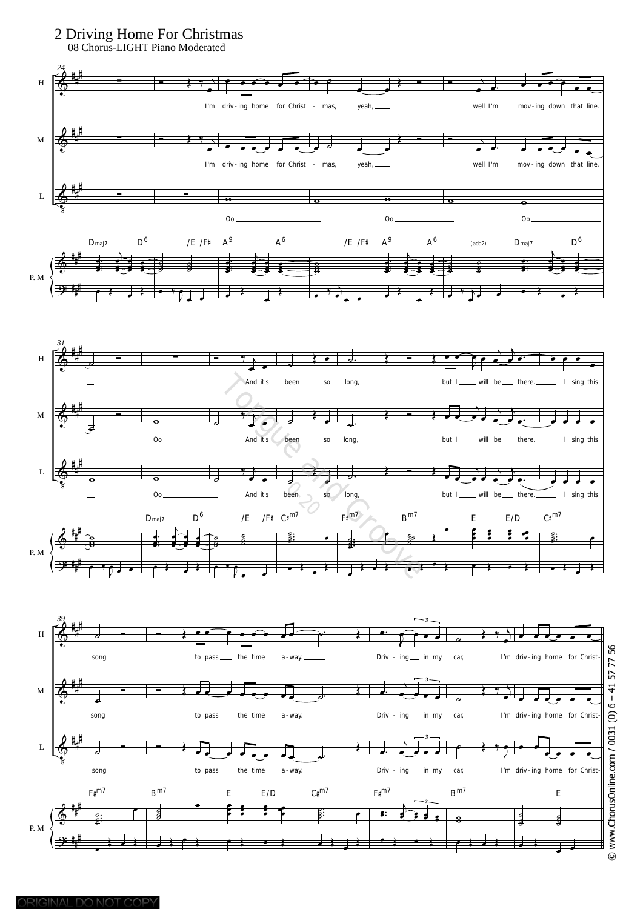# 2 Driving Home For Christmas

08 Chorus-LIGHT Piano Moderated

24

H: I'm driv-ing home for Christ - mas, yeah, well I'm mov-ing down that line.

M: I'm driv-ing home for Christ - mas, yeah, well I'm mov-ing down that line.

L: Oo Oo Oo

P. M: Dmaj7 D6 /E /F♯ A9 A6 /E /F♯ A9 A6 (add2) Dmaj7 D6

31

H: And it's been so long, but I will be there. I sing this

M: Oo And it's been so long, but I will be there. I sing this

L: Oo And it's been so long, but I will be there. I sing this

P. M: Dmaj7 D6 /E /F♯ C♯m7 F♯m7 Bm7 E E/D C♯m7

39

H: song to pass the time a-way. Driv - ing in my car, I'm driv-ing home for Christ-

M: song to pass the time a-way. Driv - ing in my car, I'm driv-ing home for Christ-

L: song to pass the time a-way. Driv - ing in my car, I'm driv-ing home for Christ-

P. M: F♯m7 Bm7 E E/D C♯m7 F♯m7 Bm7 E

© www.ChorusOnline.com / 0031 (0) 6 – 41 57 77 56

ORIGINAL DO NOT COPY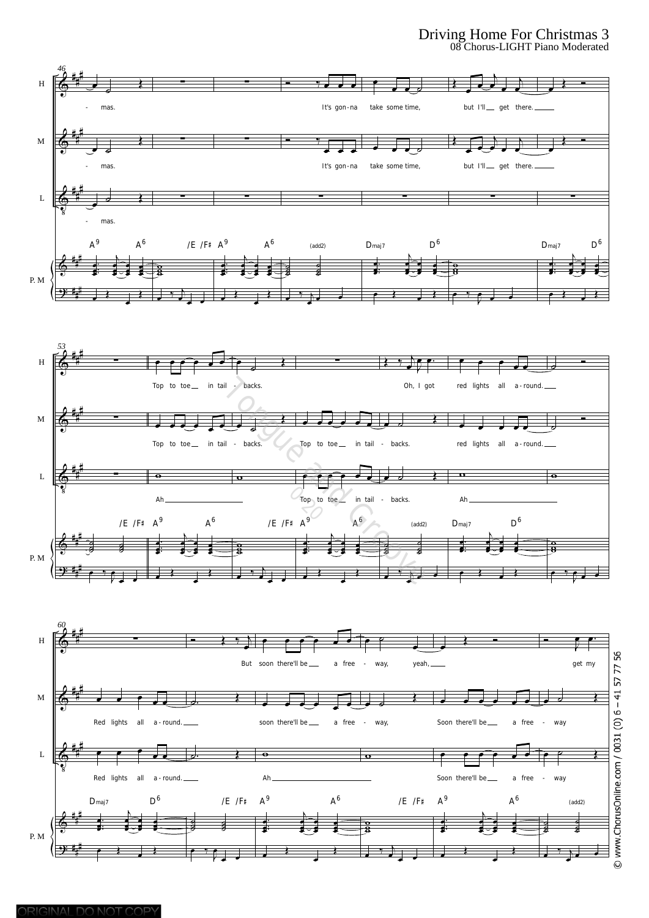# Driving Home For Christmas 3

08 Chorus-LIGHT Piano Moderated

**46**

H: - mas. It's gon-na take some time, but I'll get there.

M: - mas. It's gon-na take some time, but I'll get there.

L: - mas.

A9 A6 /E /F♯ A9 A6 (add2) Dmaj7 D6 Dmaj7 D6

**53**

H: Top to toe in tail - backs. Oh, I got red lights all a-round.

M: Top to toe in tail - backs. Top to toe in tail - backs. red lights all a-round.

L: Ah Top to toe in tail - backs. Ah

/E /F♯ A9 A6 /E /F♯ A9 A6 (add2) Dmaj7 D6

**60**

H: But soon there'll be a free - way, yeah, get my

M: Red lights all a-round. soon there'll be a free - way, Soon there'll be a free - way

L: Red lights all a-round. Ah Soon there'll be a free - way

Dmaj7 D6 /E /F♯ A9 A6 /E /F♯ A9 A6 (add2)

© www.ChorusOnline.com / 0031 (0) 6 – 41 57 77 56

ORIGINAL DO NOT COPY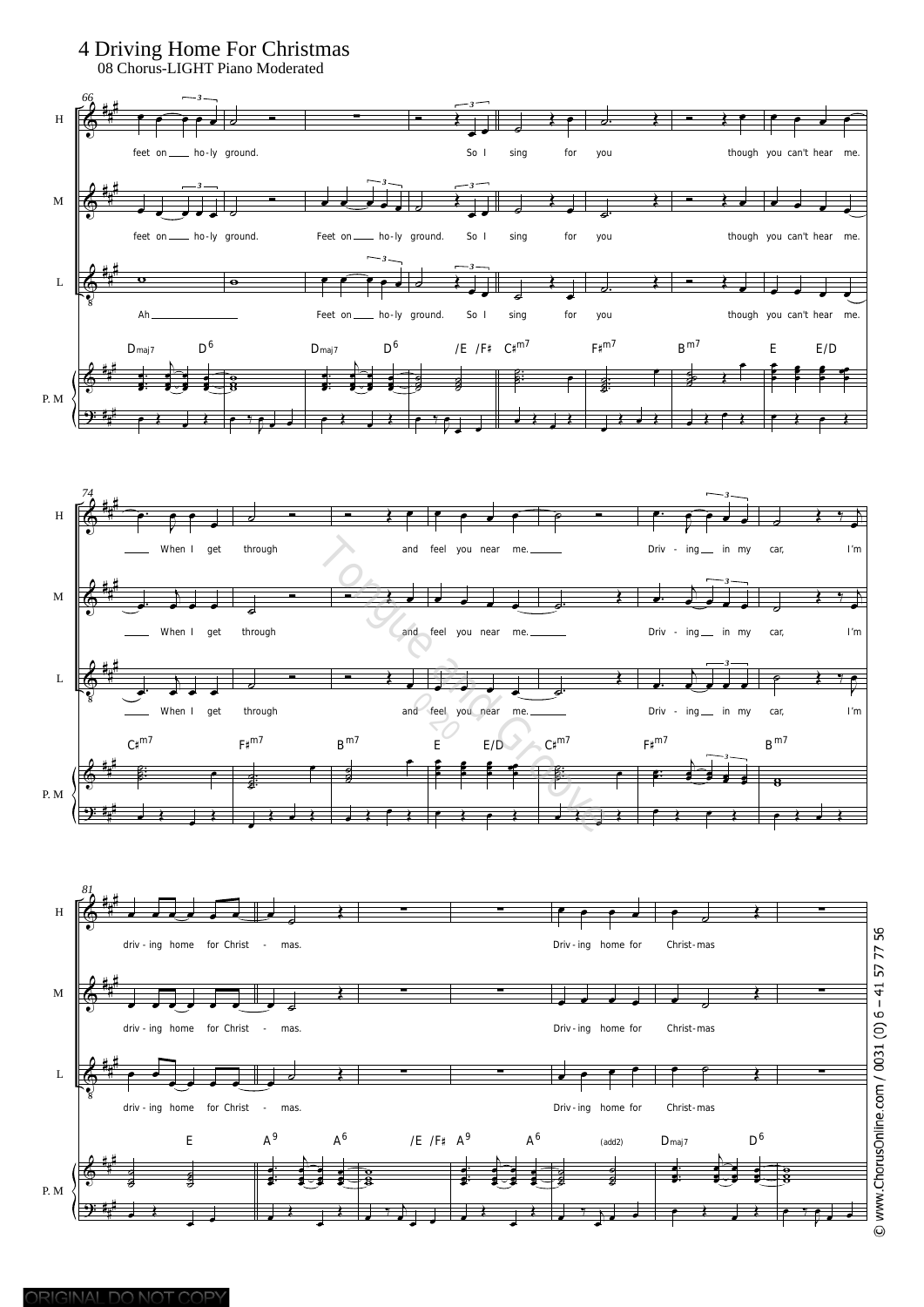# 4 Driving Home For Christmas

08 Chorus-LIGHT Piano Moderated

H: feet on ho-ly ground. So I sing for you though you can't hear me. When I get through and feel you near me. Driv - ing in my car, I'm driv-ing home for Christ - mas. Driv-ing home for Christ-mas

M: feet on ho-ly ground. Feet on ho-ly ground. So I sing for you though you can't hear me. When I get through and feel you near me. Driv - ing in my car, I'm driv-ing home for Christ - mas. Driv-ing home for Christ-mas

L: Ah Feet on ho-ly ground. So I sing for you though you can't hear me. When I get through and feel you near me. Driv - ing in my car, I'm driv-ing home for Christ - mas. Driv-ing home for Christ-mas

P. M chords: Dmaj7 D6 Dmaj7 D6 /E /F♯ C♯m7 F♯m7 Bm7 E E/D C♯m7 F♯m7 Bm7 E E/D C♯m7 F♯m7 Bm7 E A9 A6 /E /F♯ A9 A6 (add2) Dmaj7 D6

© www.ChorusOnline.com / 0031 (0) 6 – 41 57 77 56

ORIGINAL DO NOT COPY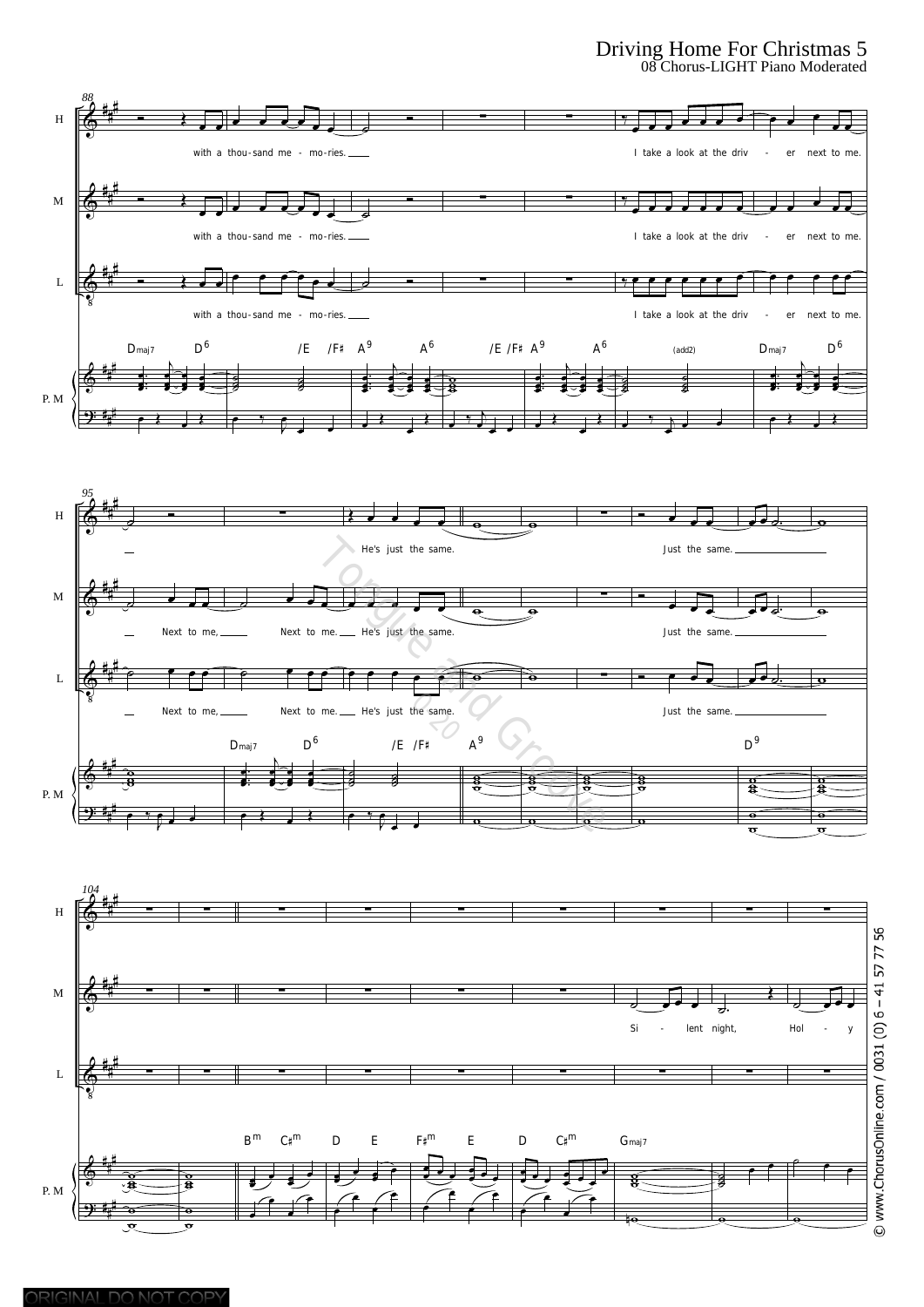# Driving Home For Christmas 5

08 Chorus-LIGHT Piano Moderated

88

H: with a thou-sand me - mo-ries. I take a look at the driv - er next to me.

M: with a thou-sand me - mo-ries. I take a look at the driv - er next to me.

L: with a thou-sand me - mo-ries. I take a look at the driv - er next to me.

P. M: Dmaj7 D6 /E /F♯ A9 A6 /E /F♯ A9 A6 (add2) Dmaj7 D6

95

H: He's just the same. Just the same.

M: Next to me, Next to me. He's just the same. Just the same.

L: Next to me, Next to me. He's just the same. Just the same.

P. M: Dmaj7 D6 /E /F♯ A9 D9

104

H:

M: Si - lent night, Hol - y

L:

P. M: Bm C♯m D E F♯m E D C♯m Gmaj7

© www.ChorusOnline.com / 0031 (0) 6 – 41 57 77 56

ORIGINAL DO NOT COPY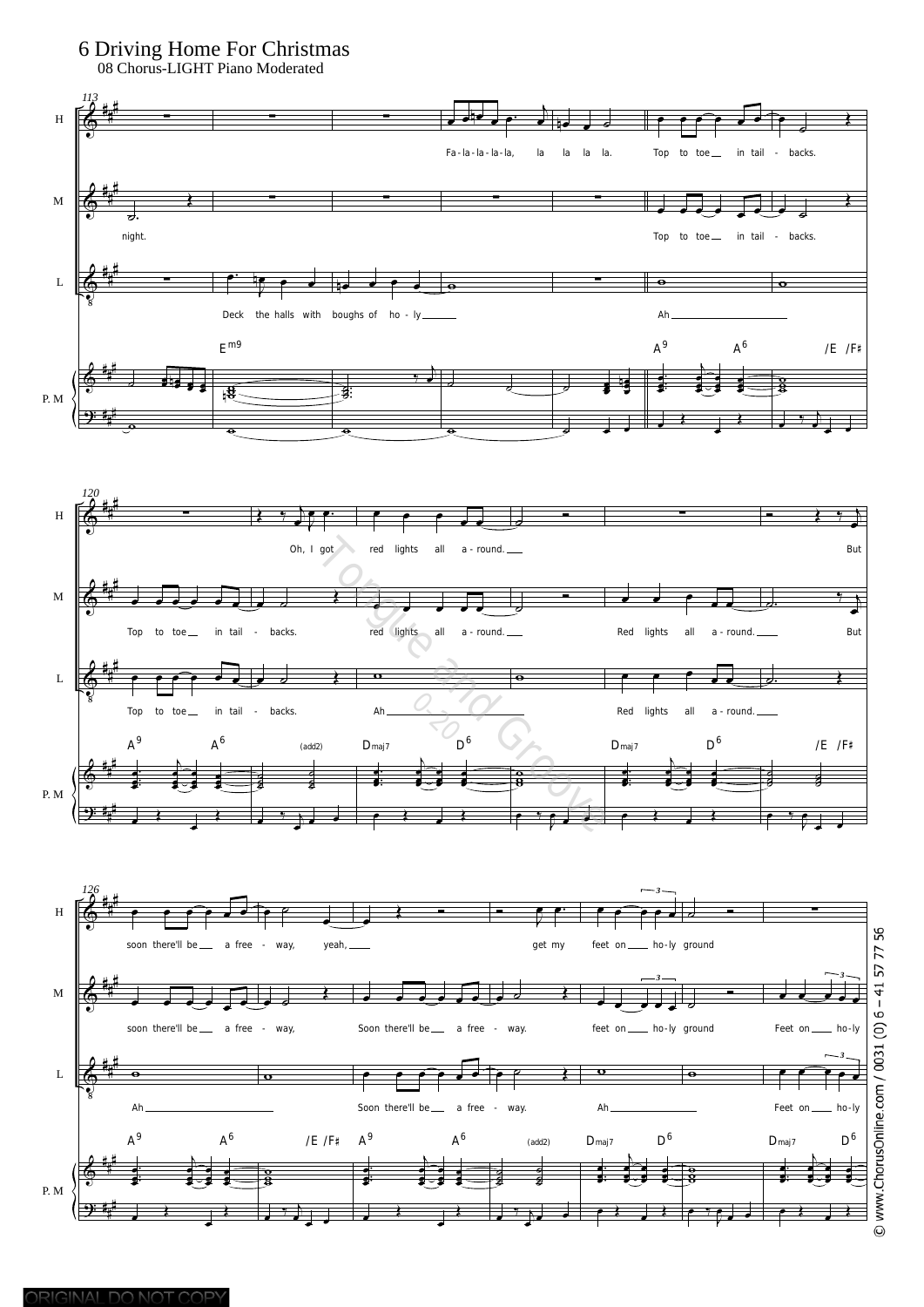# 6 Driving Home For Christmas

08 Chorus-LIGHT Piano Moderated

113

H: Fa - la - la - la - la, la la la la. Top to toe in tail - backs.

M: night. Top to toe in tail - backs.

L: Deck the halls with boughs of ho - ly Ah

P. M: $E^{m9}$ $A^9$ $A^6$ /E /F♯

120

H: Oh, I got red lights all a - round. But

M: Top to toe in tail - backs. red lights all a - round. Red lights all a - round. But

L: Top to toe in tail - backs. Ah Red lights all a - round.

P. M: $A^9$ $A^6$ (add2) $D_{maj7}$ $D^6$ $D_{maj7}$ $D^6$ /E /F♯

126

H: soon there'll be a free - way, yeah, get my feet on ho - ly ground

M: soon there'll be a free - way, Soon there'll be a free - way. feet on ho - ly ground Feet on ho - ly

L: Ah Soon there'll be a free - way. Ah Feet on ho - ly

P. M: $A^9$ $A^6$ /E /F♯ $A^9$ $A^6$ (add2) $D_{maj7}$ $D^6$ $D_{maj7}$ $D^6$

© www.ChorusOnline.com / 0031 (0) 6 – 41 57 77 56

ORIGINAL DO NOT COPY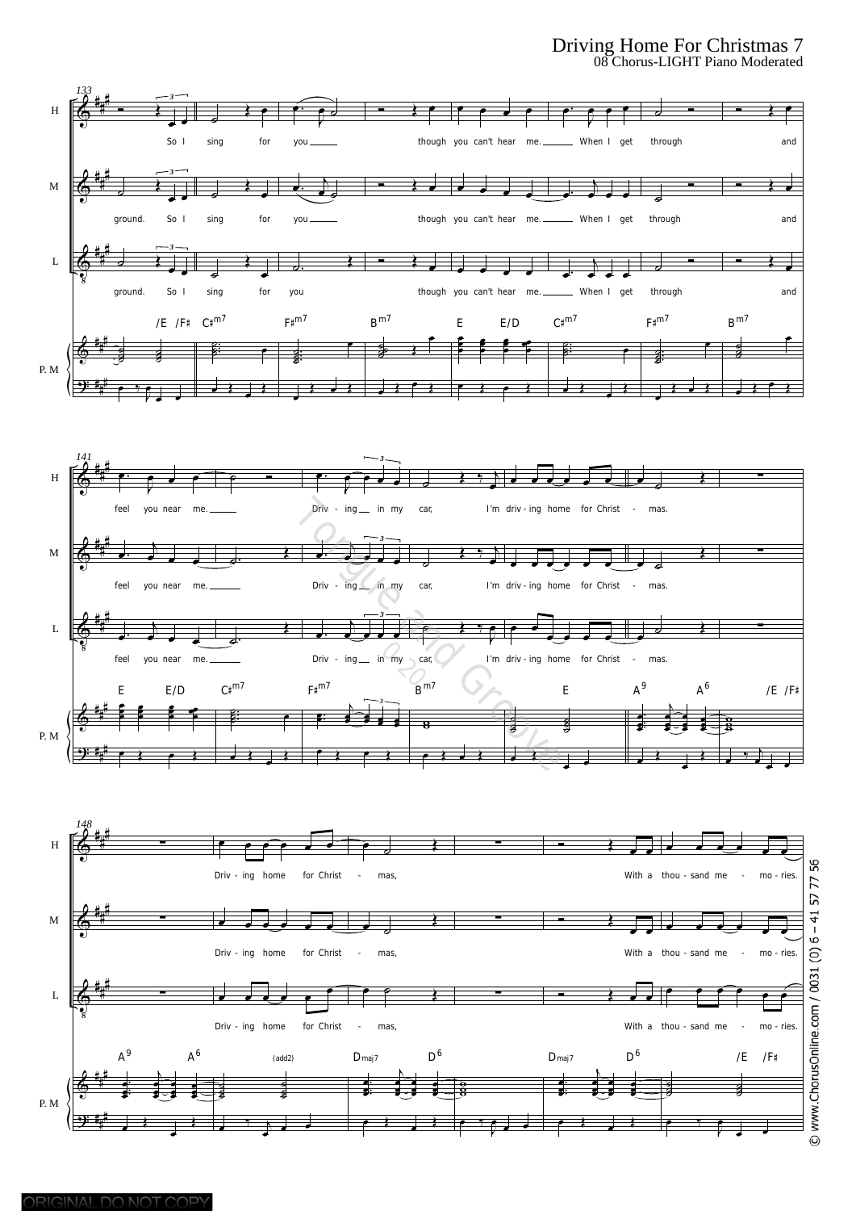# Driving Home For Christmas 7

08 Chorus-LIGHT Piano Moderated

133

H: So I sing for you ___ though you can't hear me. ___ When I get through and

M: ground. So I sing for you ___ though you can't hear me. ___ When I get through and

L: ground. So I sing for you though you can't hear me. ___ When I get through and

/E /F♯ C♯m7 F♯m7 Bm7 E E/D C♯m7 F♯m7 Bm7

P. M

141

H: feel you near me. ___ Driv - ing ___ in my car, I'm driv - ing home for Christ - mas.

M: feel you near me. ___ Driv - ing ___ in my car, I'm driv - ing home for Christ - mas.

L: feel you near me. ___ Driv - ing ___ in my car, I'm driv - ing home for Christ - mas.

E E/D C♯m7 F♯m7 Bm7 E A9 A6 /E /F♯

P. M

148

H: Driv - ing home for Christ - mas, With a thou - sand me - mo - ries.

M: Driv - ing home for Christ - mas, With a thou - sand me - mo - ries.

L: Driv - ing home for Christ - mas, With a thou - sand me - mo - ries.

A9 A6 (add2) Dmaj7 D6 Dmaj7 D6 /E /F♯

P. M

© www.ChorusOnline.com / 0031 (0) 6 – 41 57 77 56

ORIGINAL DO NOT COPY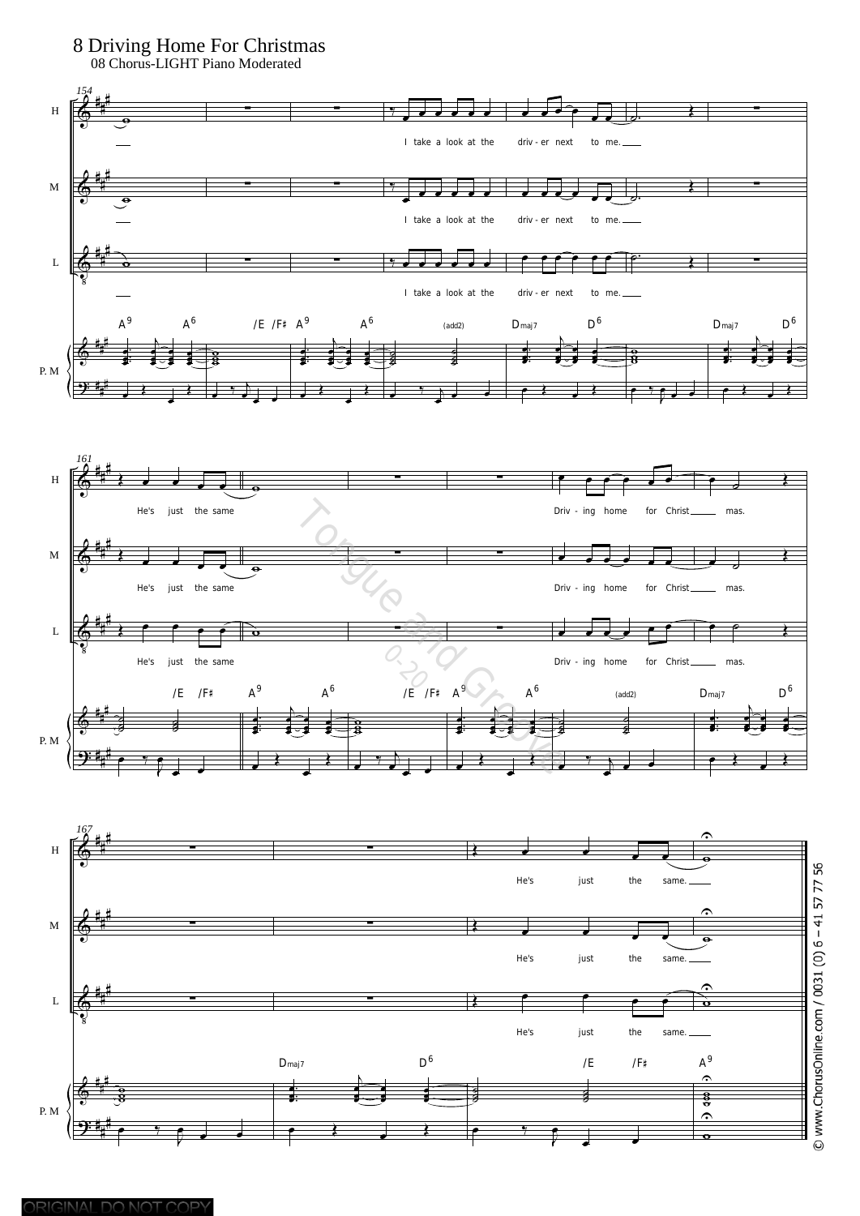# 8 Driving Home For Christmas

08 Chorus-LIGHT Piano Moderated

I take a look at the driv - er next to me.

He's just the same

Driv - ing home for Christ mas.

He's just the same.

A9 A6 /E /F♯ A9 A6 (add2) Dmaj7 D6 Dmaj7 D6

/E /F♯ A9 A6 /E /F♯ A9 A6 (add2) Dmaj7 D6

Dmaj7 D6 /E /F♯ A9

© www.ChorusOnline.com / 0031 (0) 6 – 41 57 77 56

ORIGINAL DO NOT COPY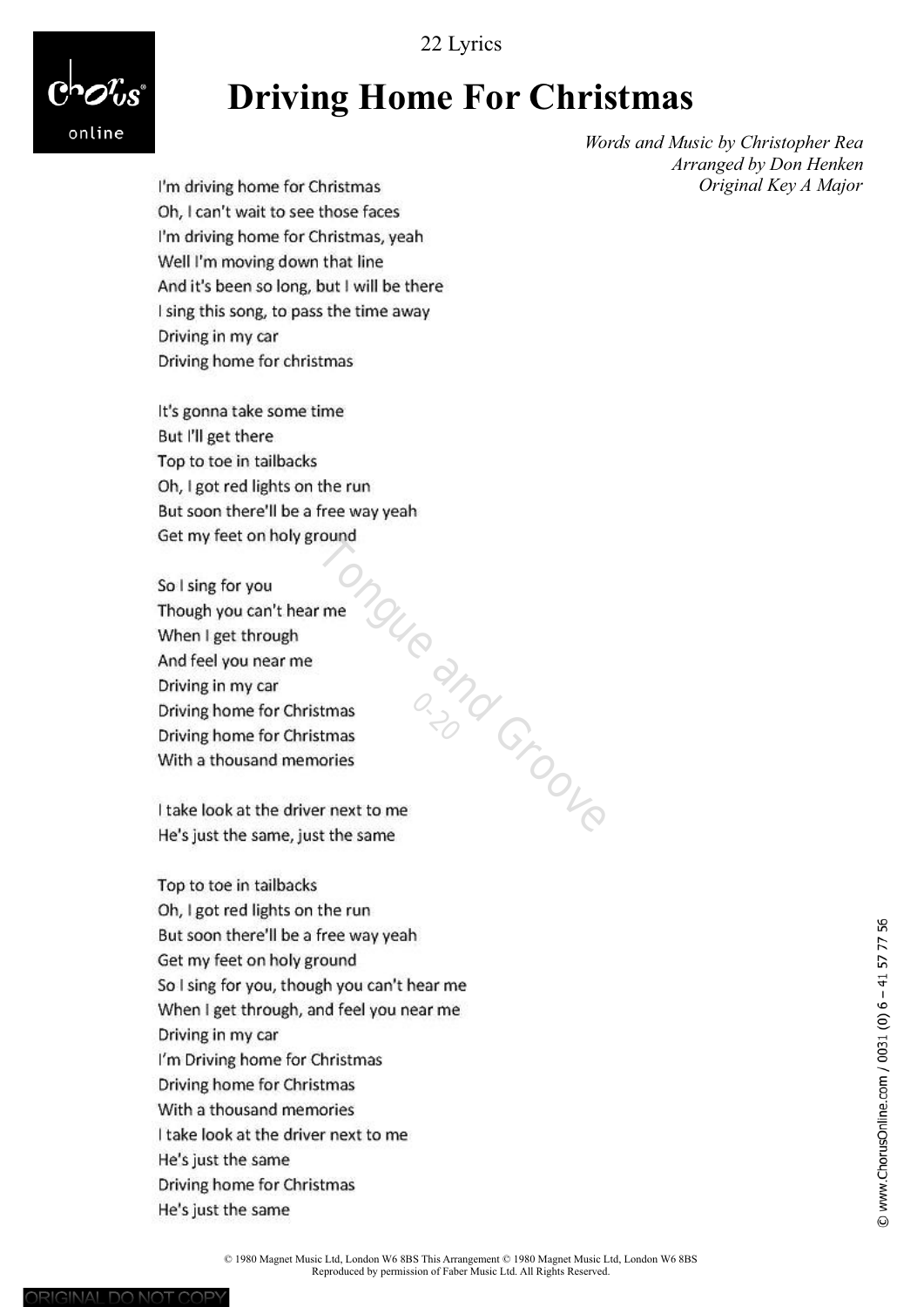22 Lyrics

# Driving Home For Christmas

*Words and Music by Christopher Rea*
*Arranged by Don Henken*
*Original Key A Major*

I'm driving home for Christmas
Oh, I can't wait to see those faces
I'm driving home for Christmas, yeah
Well I'm moving down that line
And it's been so long, but I will be there
I sing this song, to pass the time away
Driving in my car
Driving home for christmas

It's gonna take some time
But I'll get there
Top to toe in tailbacks
Oh, I got red lights on the run
But soon there'll be a free way yeah
Get my feet on holy ground

So I sing for you
Though you can't hear me
When I get through
And feel you near me
Driving in my car
Driving home for Christmas
Driving home for Christmas
With a thousand memories

I take look at the driver next to me
He's just the same, just the same

Top to toe in tailbacks
Oh, I got red lights on the run
But soon there'll be a free way yeah
Get my feet on holy ground
So I sing for you, though you can't hear me
When I get through, and feel you near me
Driving in my car
I'm Driving home for Christmas
Driving home for Christmas
With a thousand memories
I take look at the driver next to me
He's just the same
Driving home for Christmas
He's just the same

© 1980 Magnet Music Ltd, London W6 8BS This Arrangement © 1980 Magnet Music Ltd, London W6 8BS
Reproduced by permission of Faber Music Ltd. All Rights Reserved.